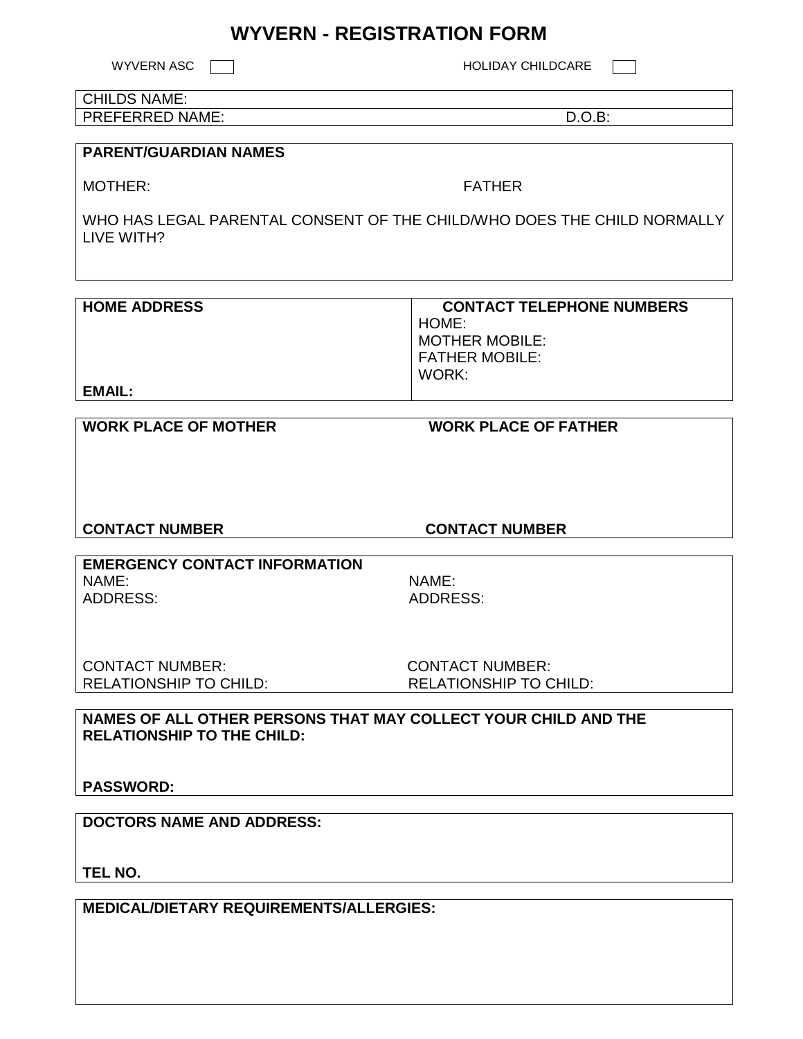# WYVERN - REGISTRATION FORM

WYVERN ASC ☐ HOLIDAY CHILDCARE ☐

| CHILDS NAME: | |
|---|---|
| PREFERRED NAME: | D.O.B: |

**PARENT/GUARDIAN NAMES**

MOTHER: FATHER

WHO HAS LEGAL PARENTAL CONSENT OF THE CHILD/WHO DOES THE CHILD NORMALLY LIVE WITH?

| **HOME ADDRESS** | **CONTACT TELEPHONE NUMBERS** |
|---|---|
| | HOME: |
| | MOTHER MOBILE: |
| | FATHER MOBILE: |
| | WORK: |
| **EMAIL:** | |

| **WORK PLACE OF MOTHER** | **WORK PLACE OF FATHER** |
|---|---|
| | |
| **CONTACT NUMBER** | **CONTACT NUMBER** |

**EMERGENCY CONTACT INFORMATION**

| | |
|---|---|
| NAME: | NAME: |
| ADDRESS: | ADDRESS: |
| CONTACT NUMBER: | CONTACT NUMBER: |
| RELATIONSHIP TO CHILD: | RELATIONSHIP TO CHILD: |

**NAMES OF ALL OTHER PERSONS THAT MAY COLLECT YOUR CHILD AND THE RELATIONSHIP TO THE CHILD:**

**PASSWORD:**

**DOCTORS NAME AND ADDRESS:**

**TEL NO.**

**MEDICAL/DIETARY REQUIREMENTS/ALLERGIES:**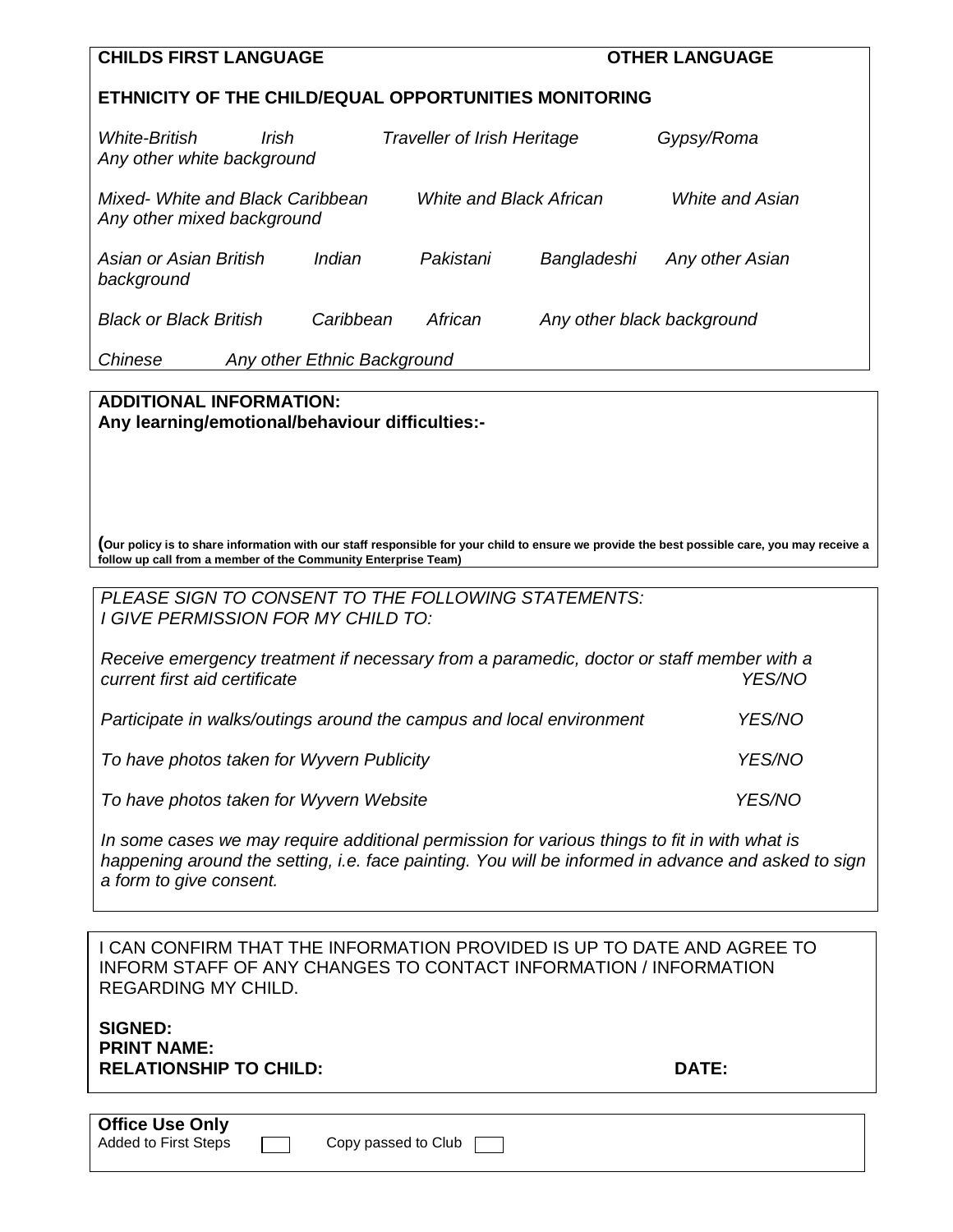**CHILDS FIRST LANGUAGE** **OTHER LANGUAGE**

**ETHNICITY OF THE CHILD/EQUAL OPPORTUNITIES MONITORING**

*White-British* *Irish* *Traveller of Irish Heritage* *Gypsy/Roma*
*Any other white background*

*Mixed- White and Black Caribbean* *White and Black African* *White and Asian*
*Any other mixed background*

*Asian or Asian British* *Indian* *Pakistani* *Bangladeshi* *Any other Asian background*

*Black or Black British* *Caribbean* *African* *Any other black background*

*Chinese* *Any other Ethnic Background*

**ADDITIONAL INFORMATION:**
**Any learning/emotional/behaviour difficulties:-**

**(Our policy is to share information with our staff responsible for your child to ensure we provide the best possible care, you may receive a follow up call from a member of the Community Enterprise Team)**

*PLEASE SIGN TO CONSENT TO THE FOLLOWING STATEMENTS:*
*I GIVE PERMISSION FOR MY CHILD TO:*

*Receive emergency treatment if necessary from a paramedic, doctor or staff member with a current first aid certificate* *YES/NO*

*Participate in walks/outings around the campus and local environment* *YES/NO*

*To have photos taken for Wyvern Publicity* *YES/NO*

*To have photos taken for Wyvern Website* *YES/NO*

*In some cases we may require additional permission for various things to fit in with what is happening around the setting, i.e. face painting. You will be informed in advance and asked to sign a form to give consent.*

I CAN CONFIRM THAT THE INFORMATION PROVIDED IS UP TO DATE AND AGREE TO INFORM STAFF OF ANY CHANGES TO CONTACT INFORMATION / INFORMATION REGARDING MY CHILD.

**SIGNED:**
**PRINT NAME:**
**RELATIONSHIP TO CHILD:** **DATE:**

**Office Use Only**
Added to First Steps ☐ Copy passed to Club ☐